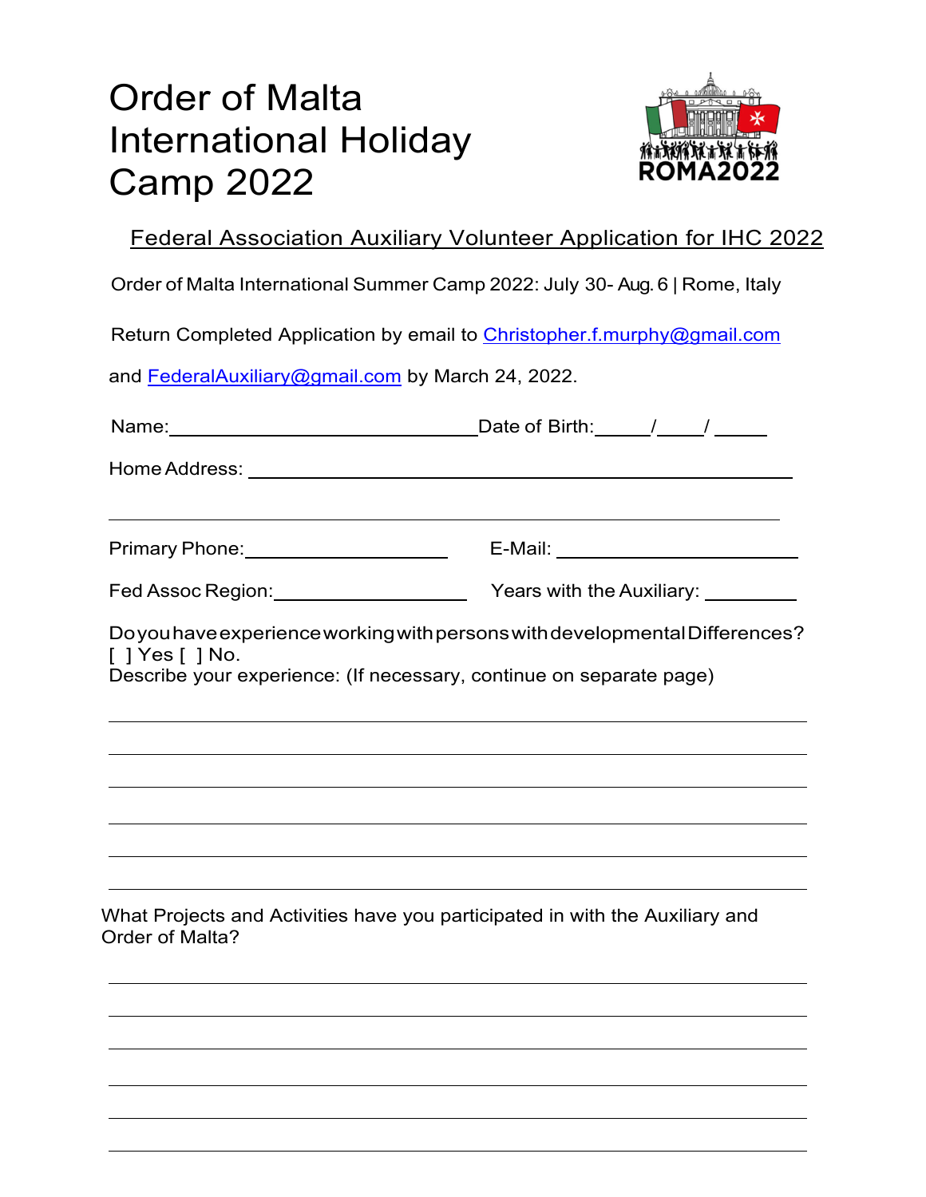# Order of Malta International Holiday Camp 2022

ROMA2022

## Federal Association Auxiliary Volunteer Application for IHC 2022

Order of Malta International Summer Camp 2022: July 30- Aug. 6 | Rome, Italy

Return Completed Application by email to Christopher.f.murphy@gmail.com

and FederalAuxiliary@gmail.com by March 24, 2022.

Name:________________________________ Date of Birth:_____/_____/ _____

Home Address: ____________________________________________________

__________________________________________________________________

Primary Phone:____________________ E-Mail: ________________________

Fed Assoc Region:___________________ Years with the Auxiliary: _________

Do you have experience working with persons with developmental Differences?
[ ] Yes [ ] No.
Describe your experience: (If necessary, continue on separate page)

__________________________________________________________________

__________________________________________________________________

__________________________________________________________________

__________________________________________________________________

__________________________________________________________________

__________________________________________________________________

What Projects and Activities have you participated in with the Auxiliary and Order of Malta?

__________________________________________________________________

__________________________________________________________________

__________________________________________________________________

__________________________________________________________________

__________________________________________________________________

__________________________________________________________________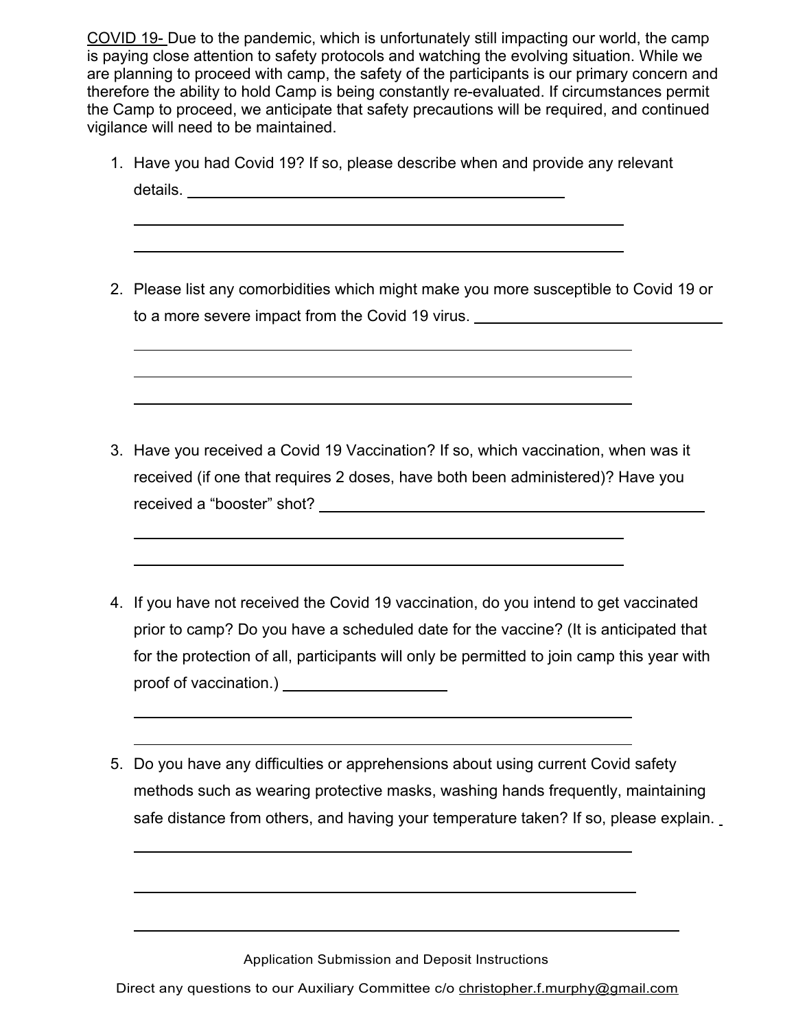COVID 19- Due to the pandemic, which is unfortunately still impacting our world, the camp is paying close attention to safety protocols and watching the evolving situation. While we are planning to proceed with camp, the safety of the participants is our primary concern and therefore the ability to hold Camp is being constantly re-evaluated. If circumstances permit the Camp to proceed, we anticipate that safety precautions will be required, and continued vigilance will need to be maintained.

1. Have you had Covid 19? If so, please describe when and provide any relevant details. ____________________________________________

 ____________________________________________________________

 ____________________________________________________________

2. Please list any comorbidities which might make you more susceptible to Covid 19 or to a more severe impact from the Covid 19 virus. ____________________________

 ____________________________________________________________

 ____________________________________________________________

 ____________________________________________________________

3. Have you received a Covid 19 Vaccination? If so, which vaccination, when was it received (if one that requires 2 doses, have both been administered)? Have you received a "booster" shot? ________________________________________

 ____________________________________________________________

 ____________________________________________________________

4. If you have not received the Covid 19 vaccination, do you intend to get vaccinated prior to camp? Do you have a scheduled date for the vaccine? (It is anticipated that for the protection of all, participants will only be permitted to join camp this year with proof of vaccination.) ____________________

 ____________________________________________________________

 ____________________________________________________________

5. Do you have any difficulties or apprehensions about using current Covid safety methods such as wearing protective masks, washing hands frequently, maintaining safe distance from others, and having your temperature taken? If so, please explain.

 ____________________________________________________________

 ____________________________________________________________

 ____________________________________________________________

Application Submission and Deposit Instructions

Direct any questions to our Auxiliary Committee c/o christopher.f.murphy@gmail.com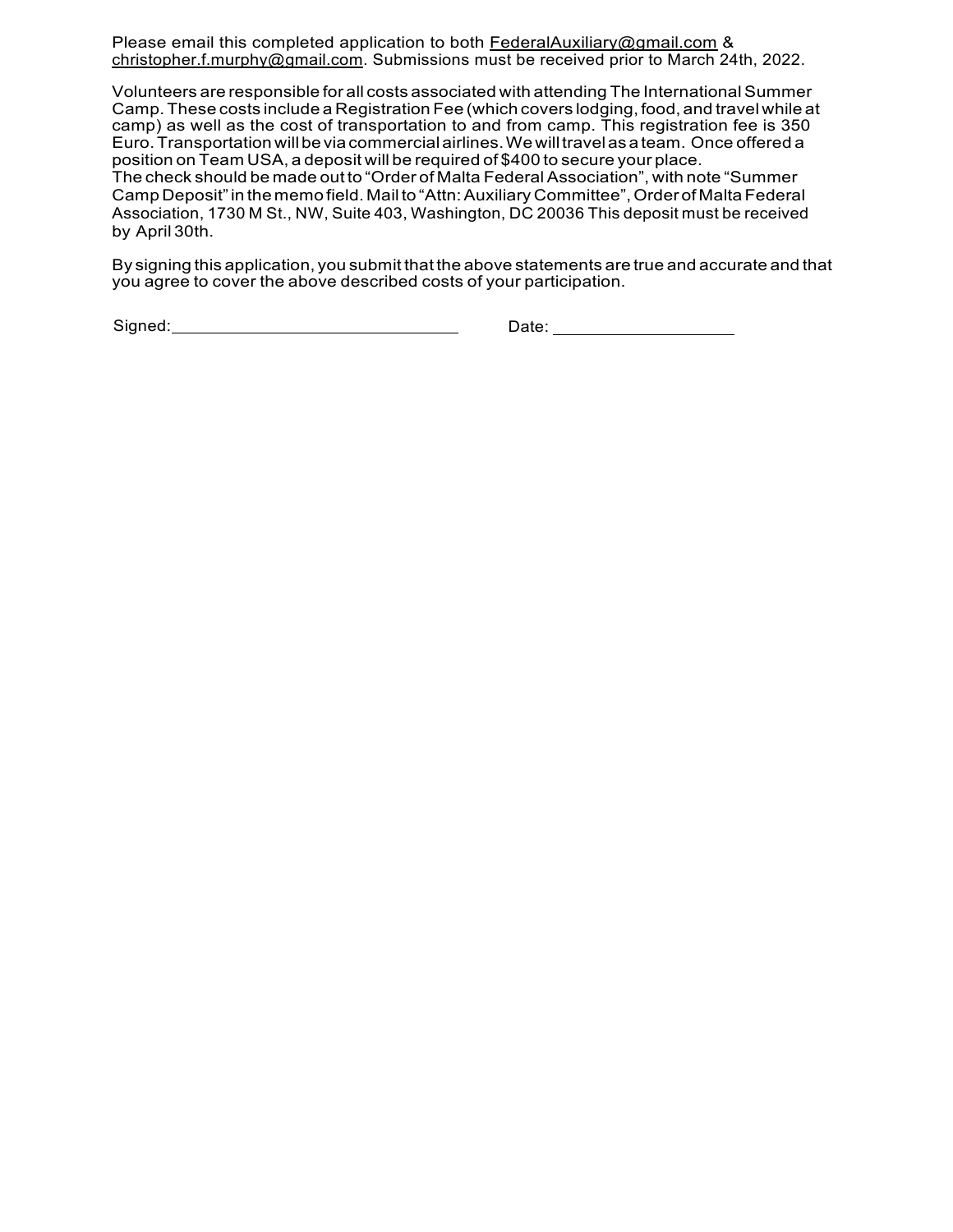Please email this completed application to both FederalAuxiliary@gmail.com & christopher.f.murphy@gmail.com. Submissions must be received prior to March 24th, 2022.

Volunteers are responsible for all costs associated with attending The International Summer Camp. These costs include a Registration Fee (which covers lodging, food, and travel while at camp) as well as the cost of transportation to and from camp. This registration fee is 350 Euro. Transportation will be via commercial airlines. We will travel as a team. Once offered a position on Team USA, a deposit will be required of $400 to secure your place.
The check should be made out to "Order of Malta Federal Association", with note "Summer Camp Deposit" in the memo field. Mail to "Attn: Auxiliary Committee", Order of Malta Federal Association, 1730 M St., NW, Suite 403, Washington, DC 20036 This deposit must be received by April 30th.

By signing this application, you submit that the above statements are true and accurate and that you agree to cover the above described costs of your participation.

Signed: ______________________________ Date: ____________________